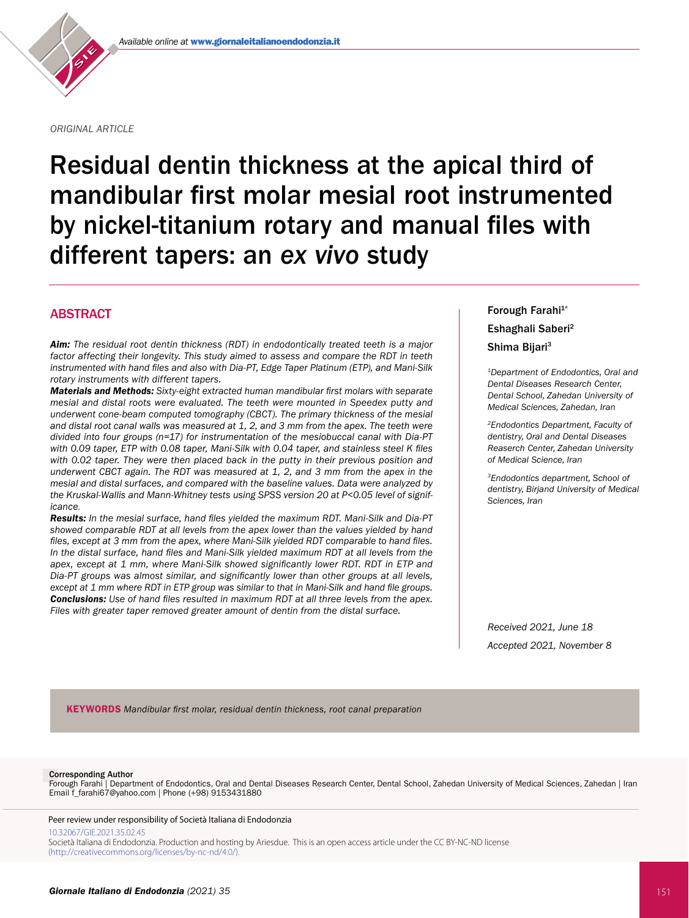ORIGINAL ARTICLE

# Residual dentin thickness at the apical third of mandibular first molar mesial root instrumented by nickel-titanium rotary and manual files with different tapers: an *ex vivo* study

Forough Farahi[1*]
Eshaghali Saberi[2]
Shima Bijari[3]

[1]*Department of Endodontics, Oral and Dental Diseases Research Center, Dental School, Zahedan University of Medical Sciences, Zahedan, Iran*

[2]*Endodontics Department, Faculty of dentistry, Oral and Dental Diseases Reaserch Center, Zahedan University of Medical Science, Iran*

[3]*Endodontics department, School of dentistry, Birjand University of Medical Sciences, Iran*

## ABSTRACT

***Aim:*** *The residual root dentin thickness (RDT) in endodontically treated teeth is a major factor affecting their longevity. This study aimed to assess and compare the RDT in teeth instrumented with hand files and also with Dia-PT, Edge Taper Platinum (ETP), and Mani-Silk rotary instruments with different tapers.*

***Materials and Methods:*** *Sixty-eight extracted human mandibular first molars with separate mesial and distal roots were evaluated. The teeth were mounted in Speedex putty and underwent cone-beam computed tomography (CBCT). The primary thickness of the mesial and distal root canal walls was measured at 1, 2, and 3 mm from the apex. The teeth were divided into four groups (n=17) for instrumentation of the mesiobuccal canal with Dia-PT with 0.09 taper, ETP with 0.08 taper, Mani-Silk with 0.04 taper, and stainless steel K files with 0.02 taper. They were then placed back in the putty in their previous position and underwent CBCT again. The RDT was measured at 1, 2, and 3 mm from the apex in the mesial and distal surfaces, and compared with the baseline values. Data were analyzed by the Kruskal-Wallis and Mann-Whitney tests using SPSS version 20 at P<0.05 level of significance.*

***Results:*** *In the mesial surface, hand files yielded the maximum RDT. Mani-Silk and Dia-PT showed comparable RDT at all levels from the apex lower than the values yielded by hand files, except at 3 mm from the apex, where Mani-Silk yielded RDT comparable to hand files. In the distal surface, hand files and Mani-Silk yielded maximum RDT at all levels from the apex, except at 1 mm, where Mani-Silk showed significantly lower RDT. RDT in ETP and Dia-PT groups was almost similar, and significantly lower than other groups at all levels, except at 1 mm where RDT in ETP group was similar to that in Mani-Silk and hand file groups.*

***Conclusions:*** *Use of hand files resulted in maximum RDT at all three levels from the apex. Files with greater taper removed greater amount of dentin from the distal surface.*

*Received 2021, June 18*
*Accepted 2021, November 8*

**KEYWORDS** *Mandibular first molar, residual dentin thickness, root canal preparation*

**Corresponding Author**
Forough Farahi | Department of Endodontics, Oral and Dental Diseases Research Center, Dental School, Zahedan University of Medical Sciences, Zahedan | Iran
Email f_farahi67@yahoo.com | Phone (+98) 9153431880

Peer review under responsibility of Società Italiana di Endodonzia
10.32067/GIE.2021.35.02.45
Società Italiana di Endodonzia. Production and hosting by Ariesdue. This is an open access article under the CC BY-NC-ND license (http://creativecommons.org/licenses/by-nc-nd/4.0/).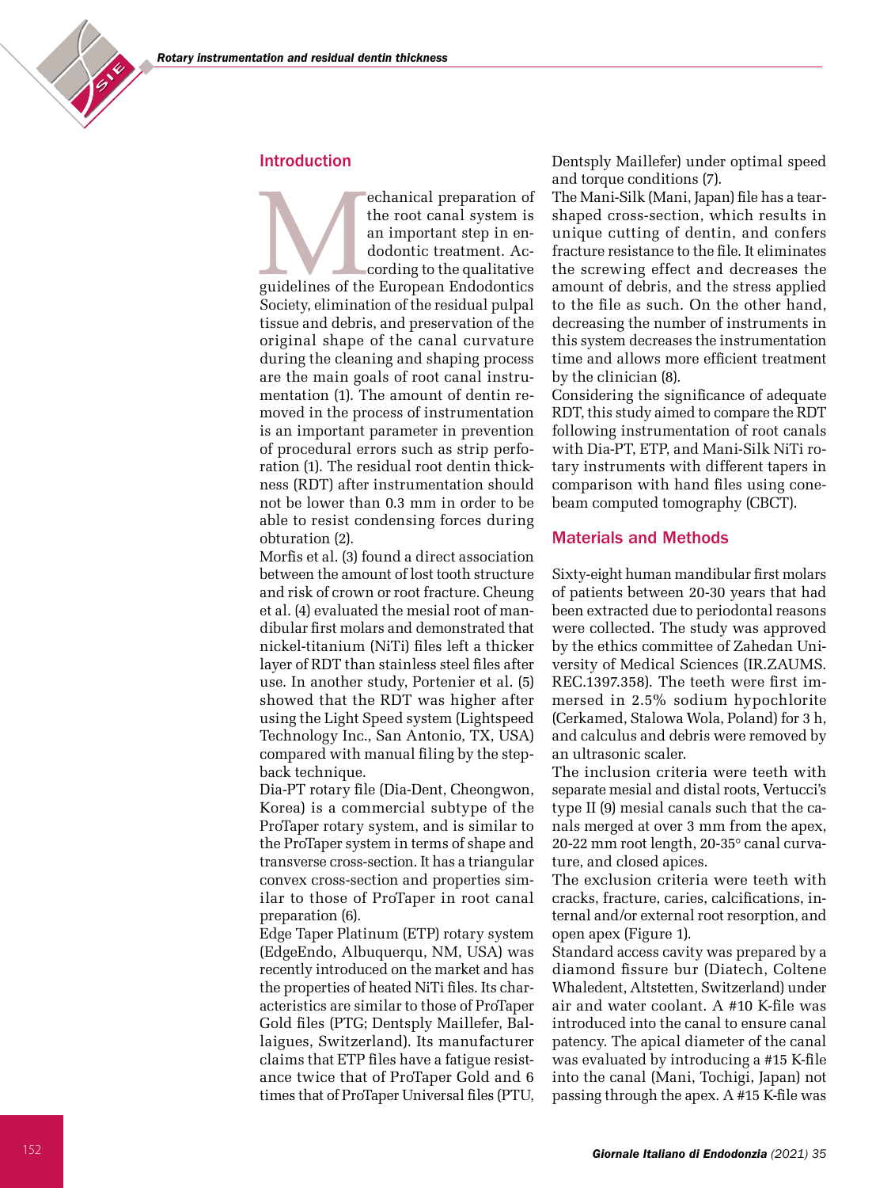## Introduction

Mechanical preparation of the root canal system is an important step in endodontic treatment. According to the qualitative guidelines of the European Endodontics Society, elimination of the residual pulpal tissue and debris, and preservation of the original shape of the canal curvature during the cleaning and shaping process are the main goals of root canal instrumentation (1). The amount of dentin removed in the process of instrumentation is an important parameter in prevention of procedural errors such as strip perforation (1). The residual root dentin thickness (RDT) after instrumentation should not be lower than 0.3 mm in order to be able to resist condensing forces during obturation (2).

Morfis et al. (3) found a direct association between the amount of lost tooth structure and risk of crown or root fracture. Cheung et al. (4) evaluated the mesial root of mandibular first molars and demonstrated that nickel-titanium (NiTi) files left a thicker layer of RDT than stainless steel files after use. In another study, Portenier et al. (5) showed that the RDT was higher after using the Light Speed system (Lightspeed Technology Inc., San Antonio, TX, USA) compared with manual filing by the step-back technique.

Dia-PT rotary file (Dia-Dent, Cheongwon, Korea) is a commercial subtype of the ProTaper rotary system, and is similar to the ProTaper system in terms of shape and transverse cross-section. It has a triangular convex cross-section and properties similar to those of ProTaper in root canal preparation (6).

Edge Taper Platinum (ETP) rotary system (EdgeEndo, Albuquerqu, NM, USA) was recently introduced on the market and has the properties of heated NiTi files. Its characteristics are similar to those of ProTaper Gold files (PTG; Dentsply Maillefer, Ballaigues, Switzerland). Its manufacturer claims that ETP files have a fatigue resistance twice that of ProTaper Gold and 6 times that of ProTaper Universal files (PTU, Dentsply Maillefer) under optimal speed and torque conditions (7).

The Mani-Silk (Mani, Japan) file has a tear-shaped cross-section, which results in unique cutting of dentin, and confers fracture resistance to the file. It eliminates the screwing effect and decreases the amount of debris, and the stress applied to the file as such. On the other hand, decreasing the number of instruments in this system decreases the instrumentation time and allows more efficient treatment by the clinician (8).

Considering the significance of adequate RDT, this study aimed to compare the RDT following instrumentation of root canals with Dia-PT, ETP, and Mani-Silk NiTi rotary instruments with different tapers in comparison with hand files using cone-beam computed tomography (CBCT).

## Materials and Methods

Sixty-eight human mandibular first molars of patients between 20-30 years that had been extracted due to periodontal reasons were collected. The study was approved by the ethics committee of Zahedan University of Medical Sciences (IR.ZAUMS.REC.1397.358). The teeth were first immersed in 2.5% sodium hypochlorite (Cerkamed, Stalowa Wola, Poland) for 3 h, and calculus and debris were removed by an ultrasonic scaler.

The inclusion criteria were teeth with separate mesial and distal roots, Vertucci's type II (9) mesial canals such that the canals merged at over 3 mm from the apex, 20-22 mm root length, 20-35° canal curvature, and closed apices.

The exclusion criteria were teeth with cracks, fracture, caries, calcifications, internal and/or external root resorption, and open apex (Figure 1).

Standard access cavity was prepared by a diamond fissure bur (Diatech, Coltene Whaledent, Altstetten, Switzerland) under air and water coolant. A #10 K-file was introduced into the canal to ensure canal patency. The apical diameter of the canal was evaluated by introducing a #15 K-file into the canal (Mani, Tochigi, Japan) not passing through the apex. A #15 K-file was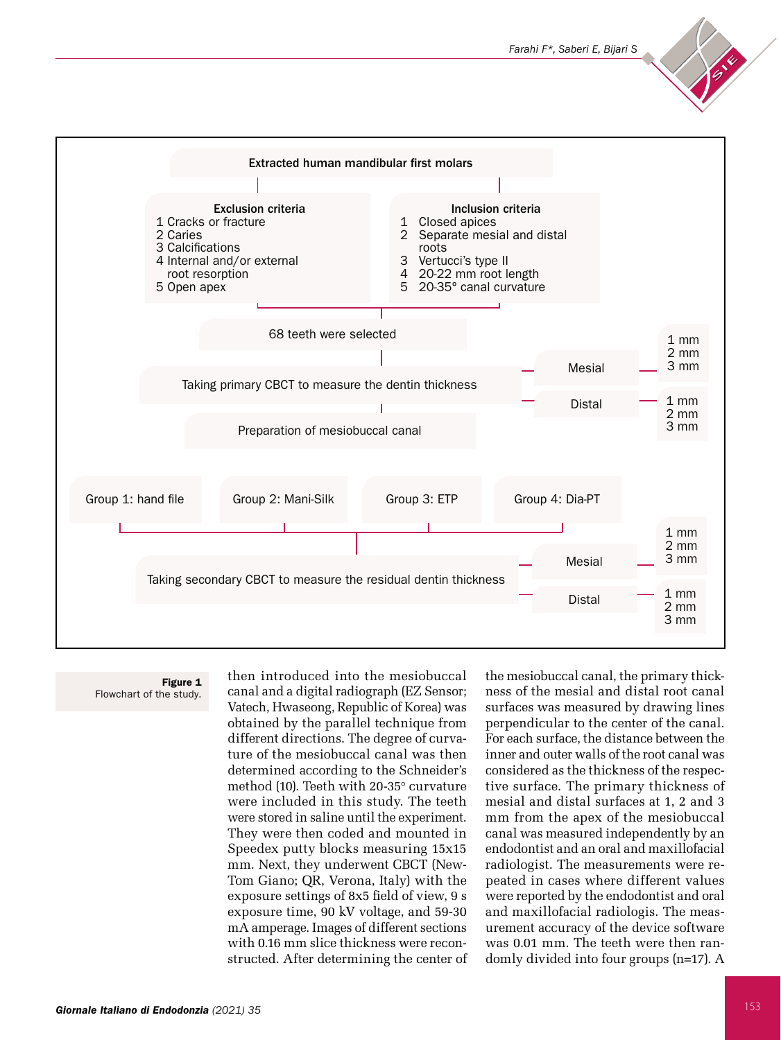Extracted human mandibular first molars

**Exclusion criteria**
1 Cracks or fracture
2 Caries
3 Calcifications
4 Internal and/or external root resorption
5 Open apex

**Inclusion criteria**
1 Closed apices
2 Separate mesial and distal roots
3 Vertucci's type II
4 20-22 mm root length
5 20-35° canal curvature

68 teeth were selected

Taking primary CBCT to measure the dentin thickness

Mesial: 1 mm, 2 mm, 3 mm

Distal: 1 mm, 2 mm, 3 mm

Preparation of mesiobuccal canal

Group 1: hand file

Group 2: Mani-Silk

Group 3: ETP

Group 4: Dia-PT

Taking secondary CBCT to measure the residual dentin thickness

Mesial: 1 mm, 2 mm, 3 mm

Distal: 1 mm, 2 mm, 3 mm

**Figure 1**
Flowchart of the study.

then introduced into the mesiobuccal canal and a digital radiograph (EZ Sensor; Vatech, Hwaseong, Republic of Korea) was obtained by the parallel technique from different directions. The degree of curvature of the mesiobuccal canal was then determined according to the Schneider's method (10). Teeth with 20-35° curvature were included in this study. The teeth were stored in saline until the experiment. They were then coded and mounted in Speedex putty blocks measuring 15x15 mm. Next, they underwent CBCT (NewTom Giano; QR, Verona, Italy) with the exposure settings of 8x5 field of view, 9 s exposure time, 90 kV voltage, and 59-30 mA amperage. Images of different sections with 0.16 mm slice thickness were reconstructed. After determining the center of the mesiobuccal canal, the primary thickness of the mesial and distal root canal surfaces was measured by drawing lines perpendicular to the center of the canal. For each surface, the distance between the inner and outer walls of the root canal was considered as the thickness of the respective surface. The primary thickness of mesial and distal surfaces at 1, 2 and 3 mm from the apex of the mesiobuccal canal was measured independently by an endodontist and an oral and maxillofacial radiologist. The measurements were repeated in cases where different values were reported by the endodontist and oral and maxillofacial radiologis. The measurement accuracy of the device software was 0.01 mm. The teeth were then randomly divided into four groups (n=17). A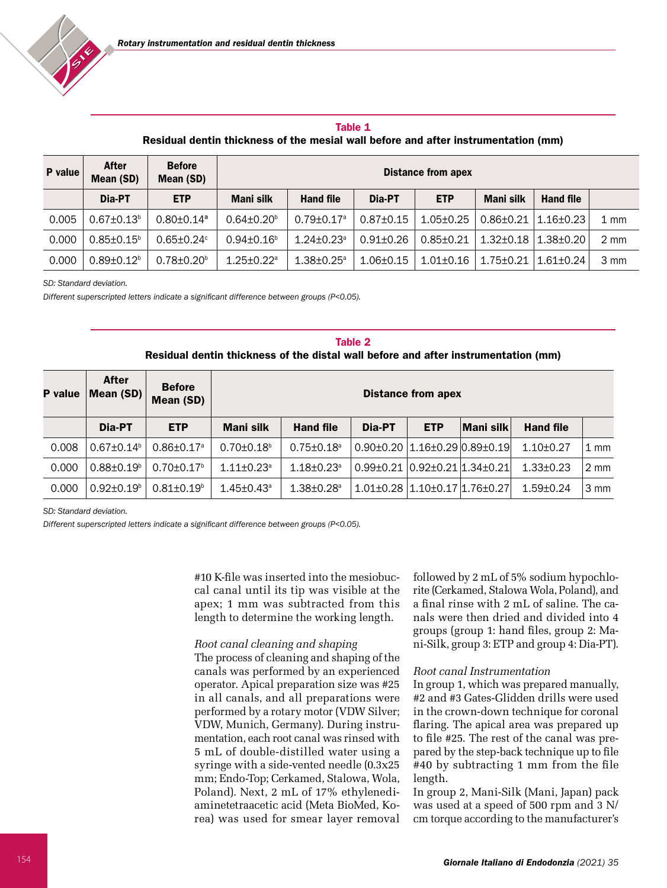**Table 1**
**Residual dentin thickness of the mesial wall before and after instrumentation (mm)**

| P value | After Mean (SD) | Before Mean (SD) | Distance from apex | | | | | | |
|---|---|---|---|---|---|---|---|---|---|
| | Dia-PT | ETP | Mani silk | Hand file | Dia-PT | ETP | Mani silk | Hand file | |
| 0.005 | 0.67±0.13[b] | 0.80±0.14[a] | 0.64±0.20[b] | 0.79±0.17[a] | 0.87±0.15 | 1.05±0.25 | 0.86±0.21 | 1.16±0.23 | 1 mm |
| 0.000 | 0.85±0.15[b] | 0.65±0.24[c] | 0.94±0.16[b] | 1.24±0.23[a] | 0.91±0.26 | 0.85±0.21 | 1.32±0.18 | 1.38±0.20 | 2 mm |
| 0.000 | 0.89±0.12[b] | 0.78±0.20[b] | 1.25±0.22[a] | 1.38±0.25[a] | 1.06±0.15 | 1.01±0.16 | 1.75±0.21 | 1.61±0.24 | 3 mm |

*SD: Standard deviation.*

*Different superscripted letters indicate a significant difference between groups (P<0.05).*

**Table 2**
**Residual dentin thickness of the distal wall before and after instrumentation (mm)**

| P value | After Mean (SD) | Before Mean (SD) | Distance from apex | | | | | | |
|---|---|---|---|---|---|---|---|---|---|
| | Dia-PT | ETP | Mani silk | Hand file | Dia-PT | ETP | Mani silk | Hand file | |
| 0.008 | 0.67±0.14[b] | 0.86±0.17[a] | 0.70±0.18[b] | 0.75±0.18[a] | 0.90±0.20 | 1.16±0.29 | 0.89±0.19 | 1.10±0.27 | 1 mm |
| 0.000 | 0.88±0.19[b] | 0.70±0.17[b] | 1.11±0.23[a] | 1.18±0.23[a] | 0.99±0.21 | 0.92±0.21 | 1.34±0.21 | 1.33±0.23 | 2 mm |
| 0.000 | 0.92±0.19[b] | 0.81±0.19[b] | 1.45±0.43[a] | 1.38±0.28[a] | 1.01±0.28 | 1.10±0.17 | 1.76±0.27 | 1.59±0.24 | 3 mm |

*SD: Standard deviation.*

*Different superscripted letters indicate a significant difference between groups (P<0.05).*

#10 K-file was inserted into the mesiobuccal canal until its tip was visible at the apex; 1 mm was subtracted from this length to determine the working length.

*Root canal cleaning and shaping*

The process of cleaning and shaping of the canals was performed by an experienced operator. Apical preparation size was #25 in all canals, and all preparations were performed by a rotary motor (VDW Silver; VDW, Munich, Germany). During instrumentation, each root canal was rinsed with 5 mL of double-distilled water using a syringe with a side-vented needle (0.3x25 mm; Endo-Top; Cerkamed, Stalowa, Wola, Poland). Next, 2 mL of 17% ethylenediaminetetraacetic acid (Meta BioMed, Korea) was used for smear layer removal followed by 2 mL of 5% sodium hypochlorite (Cerkamed, Stalowa Wola, Poland), and a final rinse with 2 mL of saline. The canals were then dried and divided into 4 groups (group 1: hand files, group 2: Mani-Silk, group 3: ETP and group 4: Dia-PT).

*Root canal Instrumentation*

In group 1, which was prepared manually, #2 and #3 Gates-Glidden drills were used in the crown-down technique for coronal flaring. The apical area was prepared up to file #25. The rest of the canal was prepared by the step-back technique up to file #40 by subtracting 1 mm from the file length.

In group 2, Mani-Silk (Mani, Japan) pack was used at a speed of 500 rpm and 3 N/cm torque according to the manufacturer's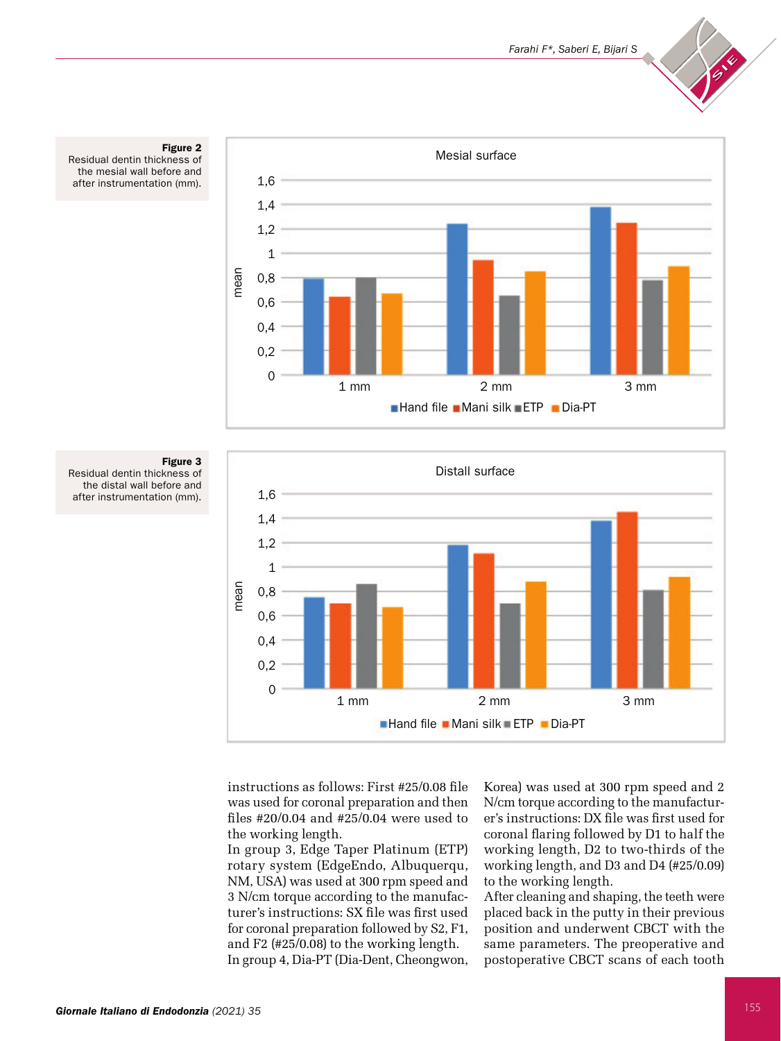**Figure 2**
Residual dentin thickness of the mesial wall before and after instrumentation (mm).

Mesial surface

mean

1,6
1,4
1,2
1
0,8
0,6
0,4
0,2
0

1 mm
2 mm
3 mm

Hand file Mani silk ETP Dia-PT

**Figure 3**
Residual dentin thickness of the distal wall before and after instrumentation (mm).

Distall surface

mean

1,6
1,4
1,2
1
0,8
0,6
0,4
0,2
0

1 mm
2 mm
3 mm

Hand file Mani silk ETP Dia-PT

instructions as follows: First #25/0.08 file was used for coronal preparation and then files #20/0.04 and #25/0.04 were used to the working length.

In group 3, Edge Taper Platinum (ETP) rotary system (EdgeEndo, Albuquerqu, NM, USA) was used at 300 rpm speed and 3 N/cm torque according to the manufacturer's instructions: SX file was first used for coronal preparation followed by S2, F1, and F2 (#25/0.08) to the working length.

In group 4, Dia-PT (Dia-Dent, Cheongwon, Korea) was used at 300 rpm speed and 2 N/cm torque according to the manufacturer's instructions: DX file was first used for coronal flaring followed by D1 to half the working length, D2 to two-thirds of the working length, and D3 and D4 (#25/0.09) to the working length.

After cleaning and shaping, the teeth were placed back in the putty in their previous position and underwent CBCT with the same parameters. The preoperative and postoperative CBCT scans of each tooth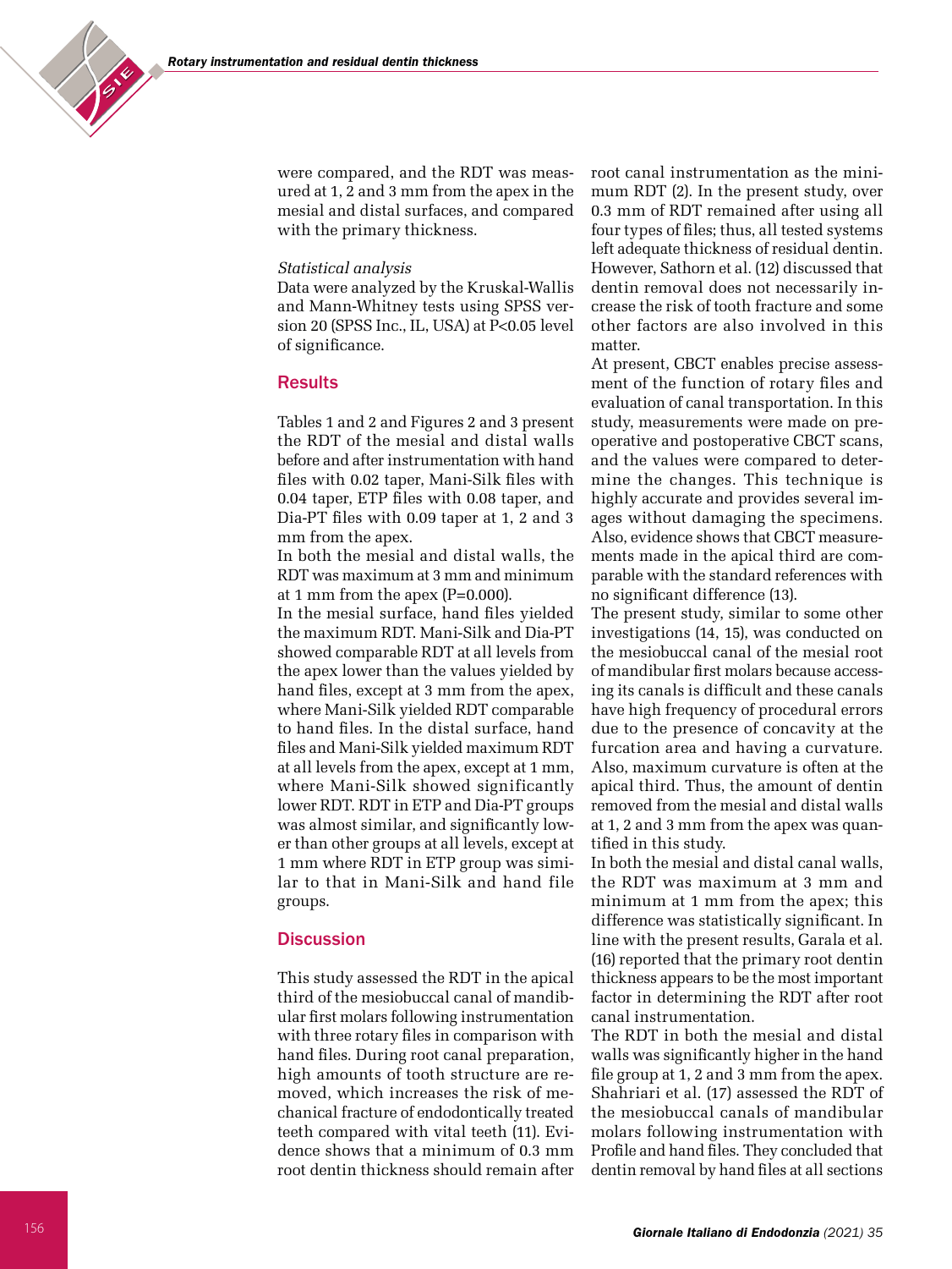were compared, and the RDT was measured at 1, 2 and 3 mm from the apex in the mesial and distal surfaces, and compared with the primary thickness.

*Statistical analysis*

Data were analyzed by the Kruskal-Wallis and Mann-Whitney tests using SPSS version 20 (SPSS Inc., IL, USA) at P<0.05 level of significance.

## Results

Tables 1 and 2 and Figures 2 and 3 present the RDT of the mesial and distal walls before and after instrumentation with hand files with 0.02 taper, Mani-Silk files with 0.04 taper, ETP files with 0.08 taper, and Dia-PT files with 0.09 taper at 1, 2 and 3 mm from the apex.

In both the mesial and distal walls, the RDT was maximum at 3 mm and minimum at 1 mm from the apex (P=0.000).

In the mesial surface, hand files yielded the maximum RDT. Mani-Silk and Dia-PT showed comparable RDT at all levels from the apex lower than the values yielded by hand files, except at 3 mm from the apex, where Mani-Silk yielded RDT comparable to hand files. In the distal surface, hand files and Mani-Silk yielded maximum RDT at all levels from the apex, except at 1 mm, where Mani-Silk showed significantly lower RDT. RDT in ETP and Dia-PT groups was almost similar, and significantly lower than other groups at all levels, except at 1 mm where RDT in ETP group was similar to that in Mani-Silk and hand file groups.

## Discussion

This study assessed the RDT in the apical third of the mesiobuccal canal of mandibular first molars following instrumentation with three rotary files in comparison with hand files. During root canal preparation, high amounts of tooth structure are removed, which increases the risk of mechanical fracture of endodontically treated teeth compared with vital teeth (11). Evidence shows that a minimum of 0.3 mm root dentin thickness should remain after root canal instrumentation as the minimum RDT (2). In the present study, over 0.3 mm of RDT remained after using all four types of files; thus, all tested systems left adequate thickness of residual dentin. However, Sathorn et al. (12) discussed that dentin removal does not necessarily increase the risk of tooth fracture and some other factors are also involved in this matter.

At present, CBCT enables precise assessment of the function of rotary files and evaluation of canal transportation. In this study, measurements were made on preoperative and postoperative CBCT scans, and the values were compared to determine the changes. This technique is highly accurate and provides several images without damaging the specimens. Also, evidence shows that CBCT measurements made in the apical third are comparable with the standard references with no significant difference (13).

The present study, similar to some other investigations (14, 15), was conducted on the mesiobuccal canal of the mesial root of mandibular first molars because accessing its canals is difficult and these canals have high frequency of procedural errors due to the presence of concavity at the furcation area and having a curvature. Also, maximum curvature is often at the apical third. Thus, the amount of dentin removed from the mesial and distal walls at 1, 2 and 3 mm from the apex was quantified in this study.

In both the mesial and distal canal walls, the RDT was maximum at 3 mm and minimum at 1 mm from the apex; this difference was statistically significant. In line with the present results, Garala et al. (16) reported that the primary root dentin thickness appears to be the most important factor in determining the RDT after root canal instrumentation.

The RDT in both the mesial and distal walls was significantly higher in the hand file group at 1, 2 and 3 mm from the apex. Shahriari et al. (17) assessed the RDT of the mesiobuccal canals of mandibular molars following instrumentation with Profile and hand files. They concluded that dentin removal by hand files at all sections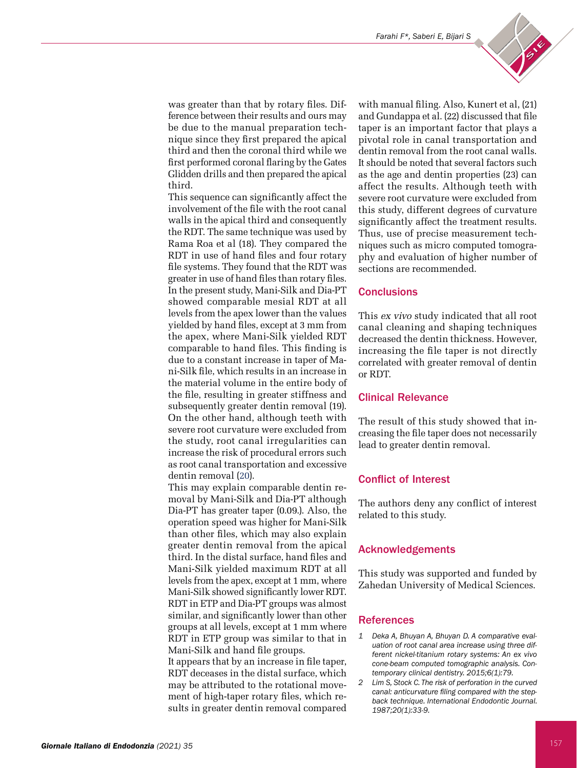was greater than that by rotary files. Difference between their results and ours may be due to the manual preparation technique since they first prepared the apical third and then the coronal third while we first performed coronal flaring by the Gates Glidden drills and then prepared the apical third.

This sequence can significantly affect the involvement of the file with the root canal walls in the apical third and consequently the RDT. The same technique was used by Rama Roa et al (18). They compared the RDT in use of hand files and four rotary file systems. They found that the RDT was greater in use of hand files than rotary files. In the present study, Mani-Silk and Dia-PT showed comparable mesial RDT at all levels from the apex lower than the values yielded by hand files, except at 3 mm from the apex, where Mani-Silk yielded RDT comparable to hand files. This finding is due to a constant increase in taper of Mani-Silk file, which results in an increase in the material volume in the entire body of the file, resulting in greater stiffness and subsequently greater dentin removal (19). On the other hand, although teeth with severe root curvature were excluded from the study, root canal irregularities can increase the risk of procedural errors such as root canal transportation and excessive dentin removal (20).

This may explain comparable dentin removal by Mani-Silk and Dia-PT although Dia-PT has greater taper (0.09.). Also, the operation speed was higher for Mani-Silk than other files, which may also explain greater dentin removal from the apical third. In the distal surface, hand files and Mani-Silk yielded maximum RDT at all levels from the apex, except at 1 mm, where Mani-Silk showed significantly lower RDT. RDT in ETP and Dia-PT groups was almost similar, and significantly lower than other groups at all levels, except at 1 mm where RDT in ETP group was similar to that in Mani-Silk and hand file groups.

It appears that by an increase in file taper, RDT deceases in the distal surface, which may be attributed to the rotational movement of high-taper rotary files, which results in greater dentin removal compared with manual filing. Also, Kunert et al, (21) and Gundappa et al. (22) discussed that file taper is an important factor that plays a pivotal role in canal transportation and dentin removal from the root canal walls. It should be noted that several factors such as the age and dentin properties (23) can affect the results. Although teeth with severe root curvature were excluded from this study, different degrees of curvature significantly affect the treatment results. Thus, use of precise measurement techniques such as micro computed tomography and evaluation of higher number of sections are recommended.

## Conclusions

This *ex vivo* study indicated that all root canal cleaning and shaping techniques decreased the dentin thickness. However, increasing the file taper is not directly correlated with greater removal of dentin or RDT.

## Clinical Relevance

The result of this study showed that increasing the file taper does not necessarily lead to greater dentin removal.

## Conflict of Interest

The authors deny any conflict of interest related to this study.

## Acknowledgements

This study was supported and funded by Zahedan University of Medical Sciences.

## References

1. *Deka A, Bhuyan A, Bhuyan D. A comparative evaluation of root canal area increase using three different nickel-titanium rotary systems: An ex vivo cone-beam computed tomographic analysis. Contemporary clinical dentistry. 2015;6(1):79.*
2. *Lim S, Stock C. The risk of perforation in the curved canal: anticurvature filing compared with the stepback technique. International Endodontic Journal. 1987;20(1):33-9.*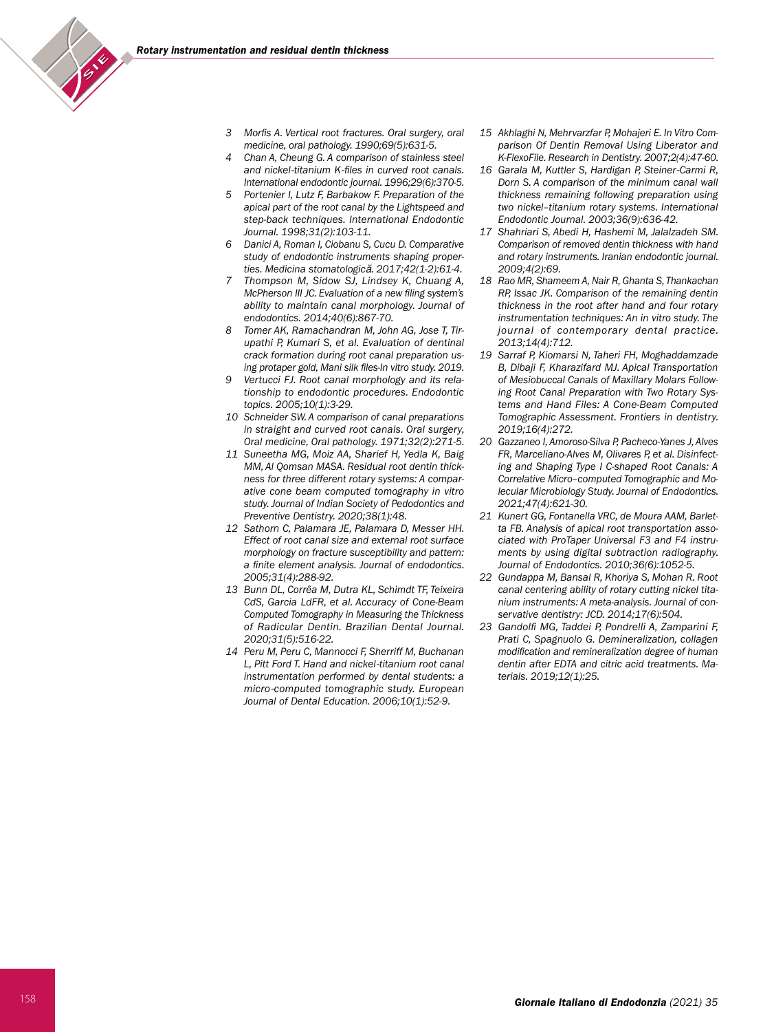3. *Morfis A. Vertical root fractures. Oral surgery, oral medicine, oral pathology. 1990;69(5):631-5.*
4. *Chan A, Cheung G. A comparison of stainless steel and nickel-titanium K-files in curved root canals. International endodontic journal. 1996;29(6):370-5.*
5. *Portenier I, Lutz F, Barbakow F. Preparation of the apical part of the root canal by the Lightspeed and step-back techniques. International Endodontic Journal. 1998;31(2):103-11.*
6. *Danici A, Roman I, Ciobanu S, Cucu D. Comparative study of endodontic instruments shaping properties. Medicina stomatologică. 2017;42(1-2):61-4.*
7. *Thompson M, Sidow SJ, Lindsey K, Chuang A, McPherson III JC. Evaluation of a new filing system's ability to maintain canal morphology. Journal of endodontics. 2014;40(6):867-70.*
8. *Tomer AK, Ramachandran M, John AG, Jose T, Tirupathi P, Kumari S, et al. Evaluation of dentinal crack formation during root canal preparation using protaper gold, Mani silk files-In vitro study. 2019.*
9. *Vertucci FJ. Root canal morphology and its relationship to endodontic procedures. Endodontic topics. 2005;10(1):3-29.*
10. *Schneider SW. A comparison of canal preparations in straight and curved root canals. Oral surgery, Oral medicine, Oral pathology. 1971;32(2):271-5.*
11. *Suneetha MG, Moiz AA, Sharief H, Yedla K, Baig MM, Al Qomsan MASA. Residual root dentin thickness for three different rotary systems: A comparative cone beam computed tomography in vitro study. Journal of Indian Society of Pedodontics and Preventive Dentistry. 2020;38(1):48.*
12. *Sathorn C, Palamara JE, Palamara D, Messer HH. Effect of root canal size and external root surface morphology on fracture susceptibility and pattern: a finite element analysis. Journal of endodontics. 2005;31(4):288-92.*
13. *Bunn DL, Corrêa M, Dutra KL, Schimdt TF, Teixeira CdS, Garcia LdFR, et al. Accuracy of Cone-Beam Computed Tomography in Measuring the Thickness of Radicular Dentin. Brazilian Dental Journal. 2020;31(5):516-22.*
14. *Peru M, Peru C, Mannocci F, Sherriff M, Buchanan L, Pitt Ford T. Hand and nickel-titanium root canal instrumentation performed by dental students: a micro-computed tomographic study. European Journal of Dental Education. 2006;10(1):52-9.*
15. *Akhlaghi N, Mehrvarzfar P, Mohajeri E. In Vitro Comparison Of Dentin Removal Using Liberator and K-FlexoFile. Research in Dentistry. 2007;2(4):47-60.*
16. *Garala M, Kuttler S, Hardigan P, Steiner-Carmi R, Dorn S. A comparison of the minimum canal wall thickness remaining following preparation using two nickel–titanium rotary systems. International Endodontic Journal. 2003;36(9):636-42.*
17. *Shahriari S, Abedi H, Hashemi M, Jalalzadeh SM. Comparison of removed dentin thickness with hand and rotary instruments. Iranian endodontic journal. 2009;4(2):69.*
18. *Rao MR, Shameem A, Nair R, Ghanta S, Thankachan RP, Issac JK. Comparison of the remaining dentin thickness in the root after hand and four rotary instrumentation techniques: An in vitro study. The journal of contemporary dental practice. 2013;14(4):712.*
19. *Sarraf P, Kiomarsi N, Taheri FH, Moghaddamzade B, Dibaji F, Kharazifard MJ. Apical Transportation of Mesiobuccal Canals of Maxillary Molars Following Root Canal Preparation with Two Rotary Systems and Hand Files: A Cone-Beam Computed Tomographic Assessment. Frontiers in dentistry. 2019;16(4):272.*
20. *Gazzaneo I, Amoroso-Silva P, Pacheco-Yanes J, Alves FR, Marceliano-Alves M, Olivares P, et al. Disinfecting and Shaping Type I C-shaped Root Canals: A Correlative Micro–computed Tomographic and Molecular Microbiology Study. Journal of Endodontics. 2021;47(4):621-30.*
21. *Kunert GG, Fontanella VRC, de Moura AAM, Barletta FB. Analysis of apical root transportation associated with ProTaper Universal F3 and F4 instruments by using digital subtraction radiography. Journal of Endodontics. 2010;36(6):1052-5.*
22. *Gundappa M, Bansal R, Khoriya S, Mohan R. Root canal centering ability of rotary cutting nickel titanium instruments: A meta-analysis. Journal of conservative dentistry: JCD. 2014;17(6):504.*
23. *Gandolfi MG, Taddei P, Pondrelli A, Zamparini F, Prati C, Spagnuolo G. Demineralization, collagen modification and remineralization degree of human dentin after EDTA and citric acid treatments. Materials. 2019;12(1):25.*